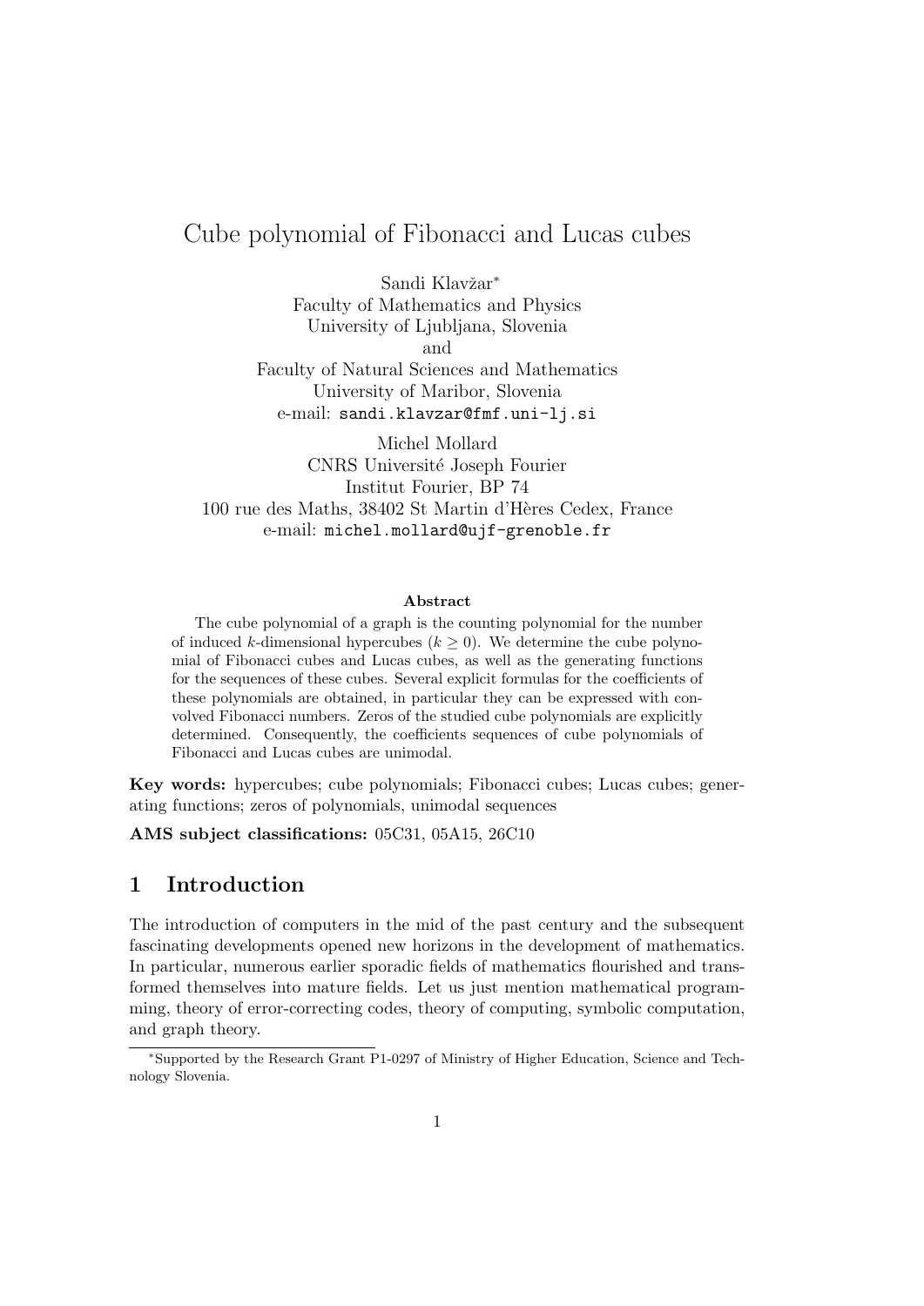# Cube polynomial of Fibonacci and Lucas cubes

Sandi Klavžar*
Faculty of Mathematics and Physics
University of Ljubljana, Slovenia
and
Faculty of Natural Sciences and Mathematics
University of Maribor, Slovenia
e-mail: `sandi.klavzar@fmf.uni-lj.si`

Michel Mollard
CNRS Université Joseph Fourier
Institut Fourier, BP 74
100 rue des Maths, 38402 St Martin d'Hères Cedex, France
e-mail: `michel.mollard@ujf-grenoble.fr`

**Abstract**

The cube polynomial of a graph is the counting polynomial for the number of induced $k$-dimensional hypercubes ($k \geq 0$). We determine the cube polynomial of Fibonacci cubes and Lucas cubes, as well as the generating functions for the sequences of these cubes. Several explicit formulas for the coefficients of these polynomials are obtained, in particular they can be expressed with convolved Fibonacci numbers. Zeros of the studied cube polynomials are explicitly determined. Consequently, the coefficients sequences of cube polynomials of Fibonacci and Lucas cubes are unimodal.

**Key words:** hypercubes; cube polynomials; Fibonacci cubes; Lucas cubes; generating functions; zeros of polynomials, unimodal sequences

**AMS subject classifications:** 05C31, 05A15, 26C10

## 1 Introduction

The introduction of computers in the mid of the past century and the subsequent fascinating developments opened new horizons in the development of mathematics. In particular, numerous earlier sporadic fields of mathematics flourished and transformed themselves into mature fields. Let us just mention mathematical programming, theory of error-correcting codes, theory of computing, symbolic computation, and graph theory.

*Supported by the Research Grant P1-0297 of Ministry of Higher Education, Science and Technology Slovenia.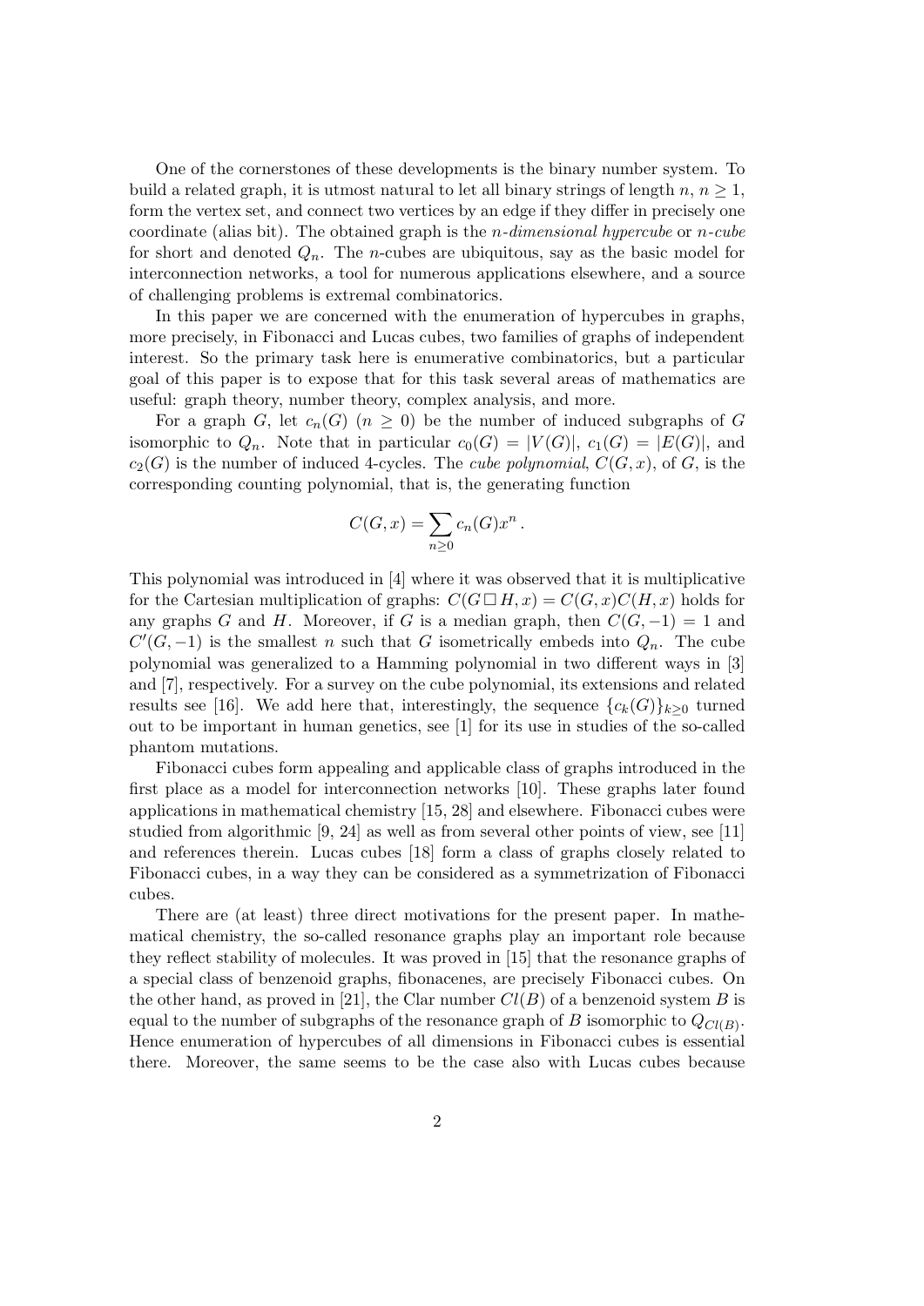One of the cornerstones of these developments is the binary number system. To build a related graph, it is utmost natural to let all binary strings of length $n$, $n \geq 1$, form the vertex set, and connect two vertices by an edge if they differ in precisely one coordinate (alias bit). The obtained graph is the *$n$-dimensional hypercube* or *$n$-cube* for short and denoted $Q_n$. The $n$-cubes are ubiquitous, say as the basic model for interconnection networks, a tool for numerous applications elsewhere, and a source of challenging problems is extremal combinatorics.

In this paper we are concerned with the enumeration of hypercubes in graphs, more precisely, in Fibonacci and Lucas cubes, two families of graphs of independent interest. So the primary task here is enumerative combinatorics, but a particular goal of this paper is to expose that for this task several areas of mathematics are useful: graph theory, number theory, complex analysis, and more.

For a graph $G$, let $c_n(G)$ ($n \geq 0$) be the number of induced subgraphs of $G$ isomorphic to $Q_n$. Note that in particular $c_0(G) = |V(G)|$, $c_1(G) = |E(G)|$, and $c_2(G)$ is the number of induced 4-cycles. The *cube polynomial*, $C(G, x)$, of $G$, is the corresponding counting polynomial, that is, the generating function

$$C(G, x) = \sum_{n \geq 0} c_n(G) x^n .$$

This polynomial was introduced in [4] where it was observed that it is multiplicative for the Cartesian multiplication of graphs: $C(G \,\square\, H, x) = C(G, x)C(H, x)$ holds for any graphs $G$ and $H$. Moreover, if $G$ is a median graph, then $C(G, -1) = 1$ and $C'(G, -1)$ is the smallest $n$ such that $G$ isometrically embeds into $Q_n$. The cube polynomial was generalized to a Hamming polynomial in two different ways in [3] and [7], respectively. For a survey on the cube polynomial, its extensions and related results see [16]. We add here that, interestingly, the sequence $\{c_k(G)\}_{k \geq 0}$ turned out to be important in human genetics, see [1] for its use in studies of the so-called phantom mutations.

Fibonacci cubes form appealing and applicable class of graphs introduced in the first place as a model for interconnection networks [10]. These graphs later found applications in mathematical chemistry [15, 28] and elsewhere. Fibonacci cubes were studied from algorithmic [9, 24] as well as from several other points of view, see [11] and references therein. Lucas cubes [18] form a class of graphs closely related to Fibonacci cubes, in a way they can be considered as a symmetrization of Fibonacci cubes.

There are (at least) three direct motivations for the present paper. In mathematical chemistry, the so-called resonance graphs play an important role because they reflect stability of molecules. It was proved in [15] that the resonance graphs of a special class of benzenoid graphs, fibonacenes, are precisely Fibonacci cubes. On the other hand, as proved in [21], the Clar number $Cl(B)$ of a benzenoid system $B$ is equal to the number of subgraphs of the resonance graph of $B$ isomorphic to $Q_{Cl(B)}$. Hence enumeration of hypercubes of all dimensions in Fibonacci cubes is essential there. Moreover, the same seems to be the case also with Lucas cubes because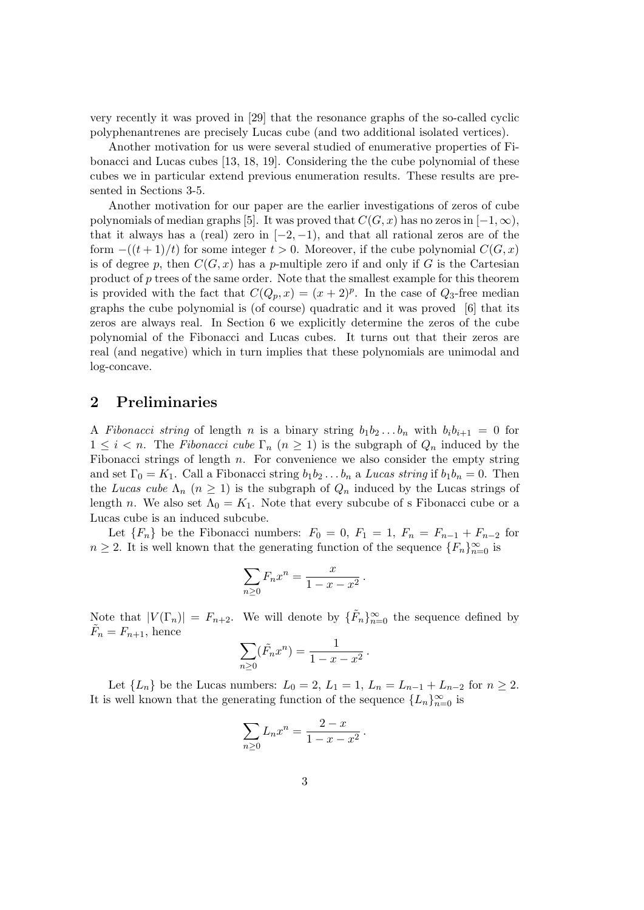very recently it was proved in [29] that the resonance graphs of the so-called cyclic polyphenantrenes are precisely Lucas cube (and two additional isolated vertices).

Another motivation for us were several studied of enumerative properties of Fibonacci and Lucas cubes [13, 18, 19]. Considering the the cube polynomial of these cubes we in particular extend previous enumeration results. These results are presented in Sections 3-5.

Another motivation for our paper are the earlier investigations of zeros of cube polynomials of median graphs [5]. It was proved that $C(G, x)$ has no zeros in $[-1, \infty)$, that it always has a (real) zero in $[-2, -1)$, and that all rational zeros are of the form $-((t + 1)/t)$ for some integer $t > 0$. Moreover, if the cube polynomial $C(G, x)$ is of degree $p$, then $C(G, x)$ has a $p$-multiple zero if and only if $G$ is the Cartesian product of $p$ trees of the same order. Note that the smallest example for this theorem is provided with the fact that $C(Q_p, x) = (x + 2)^p$. In the case of $Q_3$-free median graphs the cube polynomial is (of course) quadratic and it was proved [6] that its zeros are always real. In Section 6 we explicitly determine the zeros of the cube polynomial of the Fibonacci and Lucas cubes. It turns out that their zeros are real (and negative) which in turn implies that these polynomials are unimodal and log-concave.

## 2 Preliminaries

A *Fibonacci string* of length $n$ is a binary string $b_1b_2 \ldots b_n$ with $b_ib_{i+1} = 0$ for $1 \leq i < n$. The *Fibonacci cube* $\Gamma_n$ ($n \geq 1$) is the subgraph of $Q_n$ induced by the Fibonacci strings of length $n$. For convenience we also consider the empty string and set $\Gamma_0 = K_1$. Call a Fibonacci string $b_1b_2 \ldots b_n$ a *Lucas string* if $b_1b_n = 0$. Then the *Lucas cube* $\Lambda_n$ ($n \geq 1$) is the subgraph of $Q_n$ induced by the Lucas strings of length $n$. We also set $\Lambda_0 = K_1$. Note that every subcube of s Fibonacci cube or a Lucas cube is an induced subcube.

Let $\{F_n\}$ be the Fibonacci numbers: $F_0 = 0$, $F_1 = 1$, $F_n = F_{n-1} + F_{n-2}$ for $n \geq 2$. It is well known that the generating function of the sequence $\{F_n\}_{n=0}^{\infty}$ is

$$\sum_{n \geq 0} F_n x^n = \frac{x}{1 - x - x^2}\,.$$

Note that $|V(\Gamma_n)| = F_{n+2}$. We will denote by $\{\tilde{F}_n\}_{n=0}^{\infty}$ the sequence defined by $\tilde{F}_n = F_{n+1}$, hence

$$\sum_{n \geq 0} (\tilde{F}_n x^n) = \frac{1}{1 - x - x^2}\,.$$

Let $\{L_n\}$ be the Lucas numbers: $L_0 = 2$, $L_1 = 1$, $L_n = L_{n-1} + L_{n-2}$ for $n \geq 2$. It is well known that the generating function of the sequence $\{L_n\}_{n=0}^{\infty}$ is

$$\sum_{n \geq 0} L_n x^n = \frac{2 - x}{1 - x - x^2}\,.$$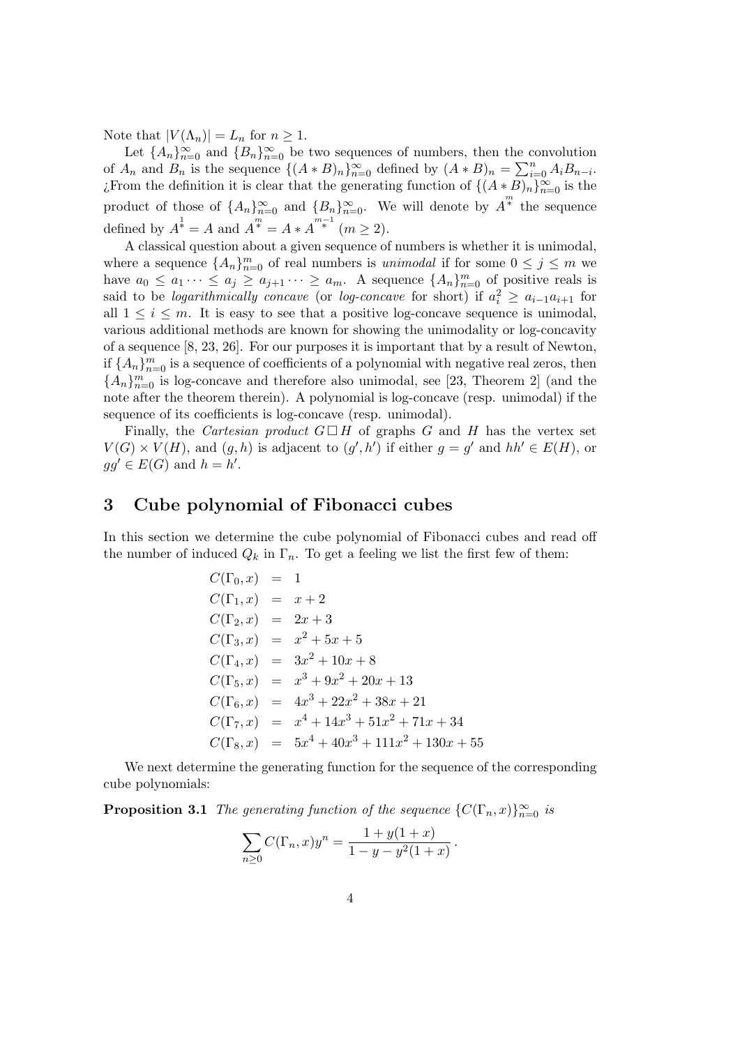Note that $|V(\Lambda_n)| = L_n$ for $n \geq 1$.

Let $\{A_n\}_{n=0}^{\infty}$ and $\{B_n\}_{n=0}^{\infty}$ be two sequences of numbers, then the convolution of $A_n$ and $B_n$ is the sequence $\{(A*B)_n\}_{n=0}^{\infty}$ defined by $(A*B)_n = \sum_{i=0}^{n} A_i B_{n-i}$. ¿From the definition it is clear that the generating function of $\{(A*B)_n\}_{n=0}^{\infty}$ is the product of those of $\{A_n\}_{n=0}^{\infty}$ and $\{B_n\}_{n=0}^{\infty}$. We will denote by $A^{\overset{m}{*}}$ the sequence defined by $A^{\overset{1}{*}} = A$ and $A^{\overset{m}{*}} = A * A^{\overset{m-1}{*}}$ ($m \geq 2$).

A classical question about a given sequence of numbers is whether it is unimodal, where a sequence $\{A_n\}_{n=0}^{m}$ of real numbers is *unimodal* if for some $0 \leq j \leq m$ we have $a_0 \leq a_1 \cdots \leq a_j \geq a_{j+1} \cdots \geq a_m$. A sequence $\{A_n\}_{n=0}^{m}$ of positive reals is said to be *logarithmically concave* (or *log-concave* for short) if $a_i^2 \geq a_{i-1}a_{i+1}$ for all $1 \leq i \leq m$. It is easy to see that a positive log-concave sequence is unimodal, various additional methods are known for showing the unimodality or log-concavity of a sequence [8, 23, 26]. For our purposes it is important that by a result of Newton, if $\{A_n\}_{n=0}^{m}$ is a sequence of coefficients of a polynomial with negative real zeros, then $\{A_n\}_{n=0}^{m}$ is log-concave and therefore also unimodal, see [23, Theorem 2] (and the note after the theorem therein). A polynomial is log-concave (resp. unimodal) if the sequence of its coefficients is log-concave (resp. unimodal).

Finally, the *Cartesian product* $G \,\square\, H$ of graphs $G$ and $H$ has the vertex set $V(G) \times V(H)$, and $(g, h)$ is adjacent to $(g', h')$ if either $g = g'$ and $hh' \in E(H)$, or $gg' \in E(G)$ and $h = h'$.

## 3 Cube polynomial of Fibonacci cubes

In this section we determine the cube polynomial of Fibonacci cubes and read off the number of induced $Q_k$ in $\Gamma_n$. To get a feeling we list the first few of them:

$$
\begin{aligned}
C(\Gamma_0, x) &= 1 \\
C(\Gamma_1, x) &= x + 2 \\
C(\Gamma_2, x) &= 2x + 3 \\
C(\Gamma_3, x) &= x^2 + 5x + 5 \\
C(\Gamma_4, x) &= 3x^2 + 10x + 8 \\
C(\Gamma_5, x) &= x^3 + 9x^2 + 20x + 13 \\
C(\Gamma_6, x) &= 4x^3 + 22x^2 + 38x + 21 \\
C(\Gamma_7, x) &= x^4 + 14x^3 + 51x^2 + 71x + 34 \\
C(\Gamma_8, x) &= 5x^4 + 40x^3 + 111x^2 + 130x + 55
\end{aligned}
$$

We next determine the generating function for the sequence of the corresponding cube polynomials:

**Proposition 3.1** *The generating function of the sequence $\{C(\Gamma_n, x)\}_{n=0}^{\infty}$ is*

$$
\sum_{n \geq 0} C(\Gamma_n, x) y^n = \frac{1 + y(1+x)}{1 - y - y^2(1+x)} \,.
$$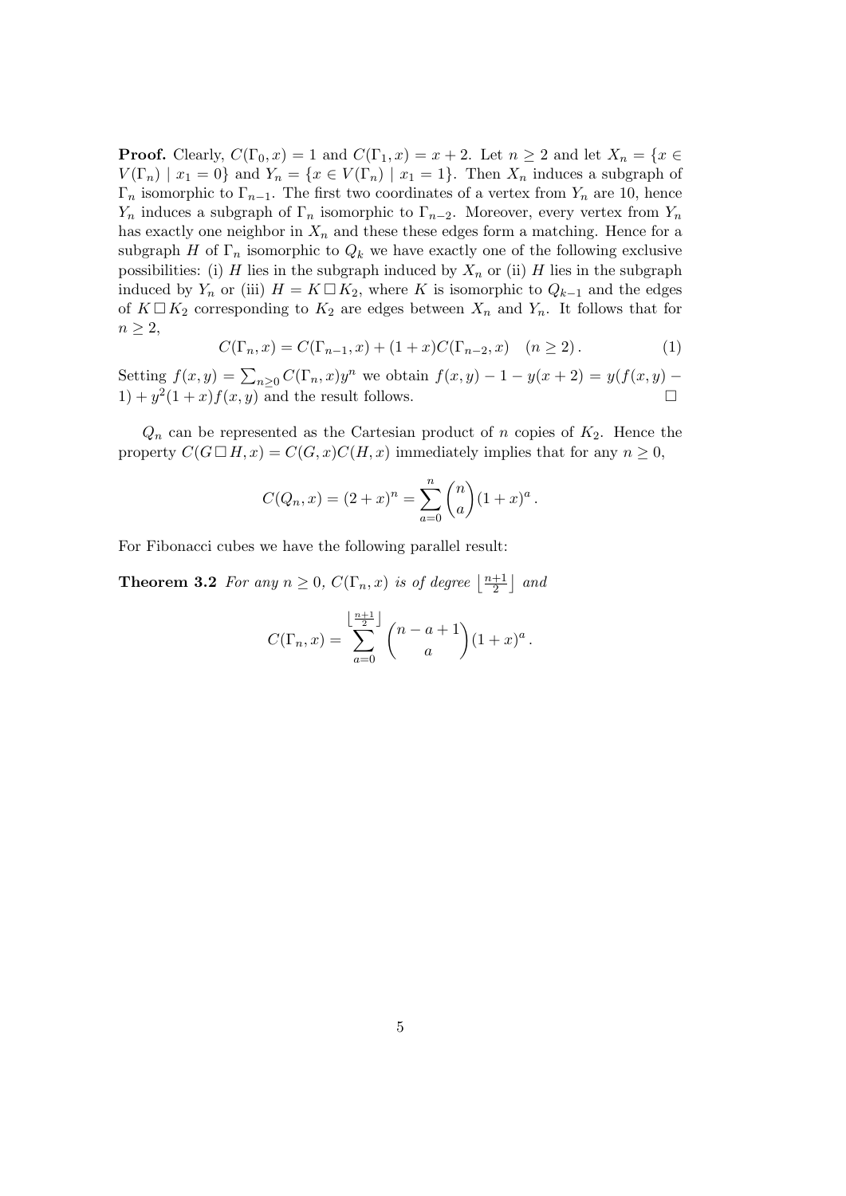**Proof.** Clearly, $C(\Gamma_0, x) = 1$ and $C(\Gamma_1, x) = x + 2$. Let $n \geq 2$ and let $X_n = \{x \in V(\Gamma_n) \mid x_1 = 0\}$ and $Y_n = \{x \in V(\Gamma_n) \mid x_1 = 1\}$. Then $X_n$ induces a subgraph of $\Gamma_n$ isomorphic to $\Gamma_{n-1}$. The first two coordinates of a vertex from $Y_n$ are 10, hence $Y_n$ induces a subgraph of $\Gamma_n$ isomorphic to $\Gamma_{n-2}$. Moreover, every vertex from $Y_n$ has exactly one neighbor in $X_n$ and these these edges form a matching. Hence for a subgraph $H$ of $\Gamma_n$ isomorphic to $Q_k$ we have exactly one of the following exclusive possibilities: (i) $H$ lies in the subgraph induced by $X_n$ or (ii) $H$ lies in the subgraph induced by $Y_n$ or (iii) $H = K \,\square\, K_2$, where $K$ is isomorphic to $Q_{k-1}$ and the edges of $K \,\square\, K_2$ corresponding to $K_2$ are edges between $X_n$ and $Y_n$. It follows that for $n \geq 2$,

$$C(\Gamma_n, x) = C(\Gamma_{n-1}, x) + (1 + x)C(\Gamma_{n-2}, x) \quad (n \geq 2)\,. \tag{1}$$

Setting $f(x, y) = \sum_{n \geq 0} C(\Gamma_n, x)y^n$ we obtain $f(x, y) - 1 - y(x + 2) = y(f(x, y) - 1) + y^2(1 + x)f(x, y)$ and the result follows. □

$Q_n$ can be represented as the Cartesian product of $n$ copies of $K_2$. Hence the property $C(G \,\square\, H, x) = C(G, x)C(H, x)$ immediately implies that for any $n \geq 0$,

$$C(Q_n, x) = (2 + x)^n = \sum_{a=0}^{n} \binom{n}{a} (1 + x)^a\,.$$

For Fibonacci cubes we have the following parallel result:

**Theorem 3.2** *For any $n \geq 0$, $C(\Gamma_n, x)$ is of degree $\left\lfloor \frac{n+1}{2} \right\rfloor$ and*

$$C(\Gamma_n, x) = \sum_{a=0}^{\left\lfloor \frac{n+1}{2} \right\rfloor} \binom{n - a + 1}{a} (1 + x)^a\,.$$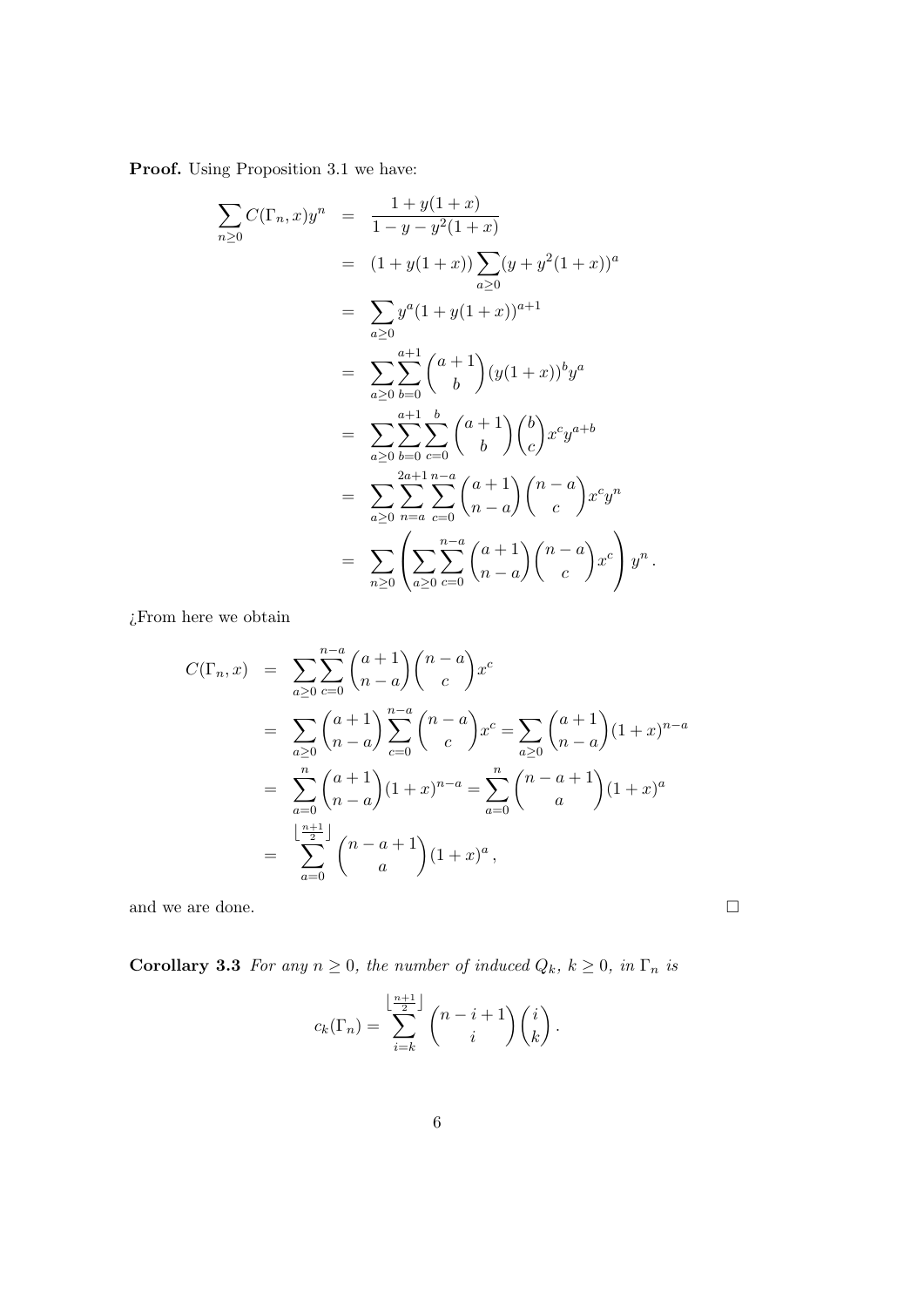**Proof.** Using Proposition 3.1 we have:

$$
\begin{aligned}
\sum_{n\geq 0} C(\Gamma_n, x) y^n &= \frac{1+y(1+x)}{1-y-y^2(1+x)} \\
&= (1+y(1+x)) \sum_{a\geq 0} (y+y^2(1+x))^a \\
&= \sum_{a\geq 0} y^a (1+y(1+x))^{a+1} \\
&= \sum_{a\geq 0} \sum_{b=0}^{a+1} \binom{a+1}{b} (y(1+x))^b y^a \\
&= \sum_{a\geq 0} \sum_{b=0}^{a+1} \sum_{c=0}^{b} \binom{a+1}{b} \binom{b}{c} x^c y^{a+b} \\
&= \sum_{a\geq 0} \sum_{n=a}^{2a+1} \sum_{c=0}^{n-a} \binom{a+1}{n-a} \binom{n-a}{c} x^c y^n \\
&= \sum_{n\geq 0} \left( \sum_{a\geq 0} \sum_{c=0}^{n-a} \binom{a+1}{n-a} \binom{n-a}{c} x^c \right) y^n .
\end{aligned}
$$

¿From here we obtain

$$
\begin{aligned}
C(\Gamma_n, x) &= \sum_{a\geq 0} \sum_{c=0}^{n-a} \binom{a+1}{n-a} \binom{n-a}{c} x^c \\
&= \sum_{a\geq 0} \binom{a+1}{n-a} \sum_{c=0}^{n-a} \binom{n-a}{c} x^c = \sum_{a\geq 0} \binom{a+1}{n-a} (1+x)^{n-a} \\
&= \sum_{a=0}^{n} \binom{a+1}{n-a} (1+x)^{n-a} = \sum_{a=0}^{n} \binom{n-a+1}{a} (1+x)^a \\
&= \sum_{a=0}^{\lfloor \frac{n+1}{2} \rfloor} \binom{n-a+1}{a} (1+x)^a ,
\end{aligned}
$$

and we are done. □

**Corollary 3.3** *For any $n \geq 0$, the number of induced $Q_k$, $k \geq 0$, in $\Gamma_n$ is*

$$
c_k(\Gamma_n) = \sum_{i=k}^{\lfloor \frac{n+1}{2} \rfloor} \binom{n-i+1}{i} \binom{i}{k} .
$$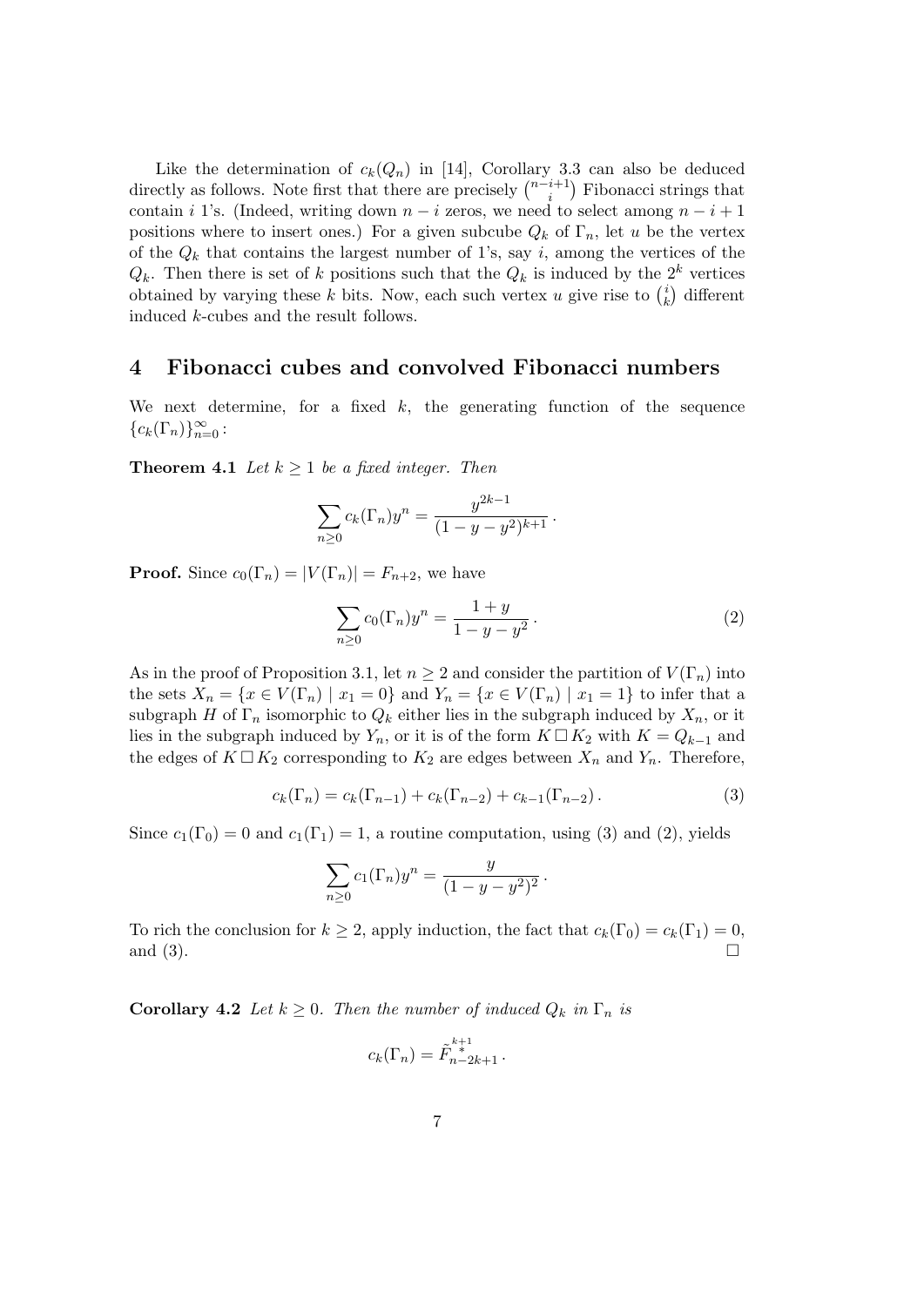Like the determination of $c_k(Q_n)$ in [14], Corollary 3.3 can also be deduced directly as follows. Note first that there are precisely $\binom{n-i+1}{i}$ Fibonacci strings that contain $i$ 1's. (Indeed, writing down $n-i$ zeros, we need to select among $n-i+1$ positions where to insert ones.) For a given subcube $Q_k$ of $\Gamma_n$, let $u$ be the vertex of the $Q_k$ that contains the largest number of 1's, say $i$, among the vertices of the $Q_k$. Then there is set of $k$ positions such that the $Q_k$ is induced by the $2^k$ vertices obtained by varying these $k$ bits. Now, each such vertex $u$ give rise to $\binom{i}{k}$ different induced $k$-cubes and the result follows.

## 4 Fibonacci cubes and convolved Fibonacci numbers

We next determine, for a fixed $k$, the generating function of the sequence $\{c_k(\Gamma_n)\}_{n=0}^{\infty}$:

**Theorem 4.1** *Let $k \geq 1$ be a fixed integer. Then*

$$\sum_{n\geq 0} c_k(\Gamma_n) y^n = \frac{y^{2k-1}}{(1-y-y^2)^{k+1}}\,.$$

**Proof.** Since $c_0(\Gamma_n) = |V(\Gamma_n)| = F_{n+2}$, we have

$$\sum_{n\geq 0} c_0(\Gamma_n) y^n = \frac{1+y}{1-y-y^2}\,. \tag{2}$$

As in the proof of Proposition 3.1, let $n \geq 2$ and consider the partition of $V(\Gamma_n)$ into the sets $X_n = \{x \in V(\Gamma_n) \mid x_1 = 0\}$ and $Y_n = \{x \in V(\Gamma_n) \mid x_1 = 1\}$ to infer that a subgraph $H$ of $\Gamma_n$ isomorphic to $Q_k$ either lies in the subgraph induced by $X_n$, or it lies in the subgraph induced by $Y_n$, or it is of the form $K \,\square\, K_2$ with $K = Q_{k-1}$ and the edges of $K \,\square\, K_2$ corresponding to $K_2$ are edges between $X_n$ and $Y_n$. Therefore,

$$c_k(\Gamma_n) = c_k(\Gamma_{n-1}) + c_k(\Gamma_{n-2}) + c_{k-1}(\Gamma_{n-2})\,. \tag{3}$$

Since $c_1(\Gamma_0) = 0$ and $c_1(\Gamma_1) = 1$, a routine computation, using (3) and (2), yields

$$\sum_{n\geq 0} c_1(\Gamma_n) y^n = \frac{y}{(1-y-y^2)^2}\,.$$

To rich the conclusion for $k \geq 2$, apply induction, the fact that $c_k(\Gamma_0) = c_k(\Gamma_1) = 0$, and (3). $\square$

**Corollary 4.2** *Let $k \geq 0$. Then the number of induced $Q_k$ in $\Gamma_n$ is*

$$c_k(\Gamma_n) = \tilde{F}^{\overset{k+1}{*}}_{n-2k+1}\,.$$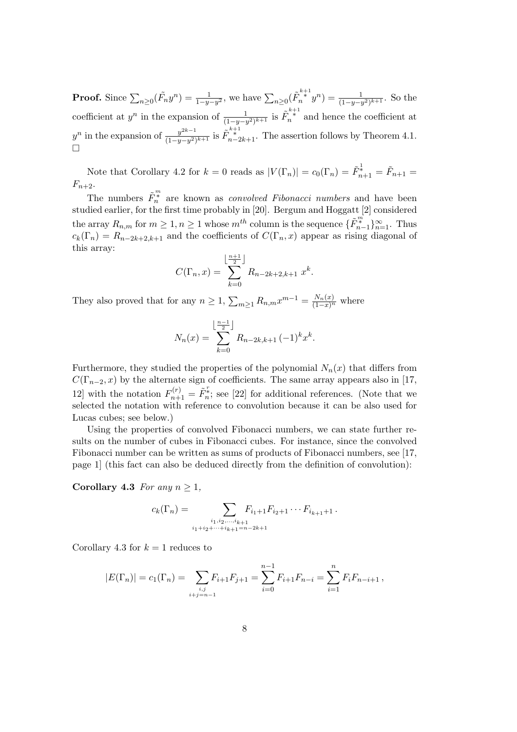**Proof.** Since $\sum_{n\geq 0}(\tilde{F}_n y^n) = \frac{1}{1-y-y^2}$, we have $\sum_{n\geq 0}(\tilde{F}_n^{\overset{k+1}{*}} y^n) = \frac{1}{(1-y-y^2)^{k+1}}$. So the coefficient at $y^n$ in the expansion of $\frac{1}{(1-y-y^2)^{k+1}}$ is $\tilde{F}_n^{\overset{k+1}{*}}$ and hence the coefficient at $y^n$ in the expansion of $\frac{y^{2k-1}}{(1-y-y^2)^{k+1}}$ is $\tilde{F}_{n-2k+1}^{\overset{k+1}{*}}$. The assertion follows by Theorem 4.1. □

Note that Corollary 4.2 for $k = 0$ reads as $|V(\Gamma_n)| = c_0(\Gamma_n) = \tilde{F}_{n+1}^{\overset{1}{*}} = \tilde{F}_{n+1} = F_{n+2}$.

The numbers $\tilde{F}_n^{\overset{m}{*}}$ are known as *convolved Fibonacci numbers* and have been studied earlier, for the first time probably in [20]. Bergum and Hoggatt [2] considered the array $R_{n,m}$ for $m \geq 1, n \geq 1$ whose $m^{th}$ column is the sequence $\{\tilde{F}_{n-1}^{\overset{m}{*}}\}_{n=1}^{\infty}$. Thus $c_k(\Gamma_n) = R_{n-2k+2,k+1}$ and the coefficients of $C(\Gamma_n, x)$ appear as rising diagonal of this array:

$$C(\Gamma_n, x) = \sum_{k=0}^{\lfloor \frac{n+1}{2} \rfloor} R_{n-2k+2,k+1}\, x^k.$$

They also proved that for any $n \geq 1$, $\sum_{m\geq 1} R_{n,m} x^{m-1} = \frac{N_n(x)}{(1-x)^n}$ where

$$N_n(x) = \sum_{k=0}^{\lfloor \frac{n-1}{2} \rfloor} R_{n-2k,k+1}\, (-1)^k x^k.$$

Furthermore, they studied the properties of the polynomial $N_n(x)$ that differs from $C(\Gamma_{n-2}, x)$ by the alternate sign of coefficients. The same array appears also in [17, 12] with the notation $F_{n+1}^{(r)} = \tilde{F}_n^{\overset{r}{*}}$; see [22] for additional references. (Note that we selected the notation with reference to convolution because it can be also used for Lucas cubes; see below.)

Using the properties of convolved Fibonacci numbers, we can state further results on the number of cubes in Fibonacci cubes. For instance, since the convolved Fibonacci number can be written as sums of products of Fibonacci numbers, see [17, page 1] (this fact can also be deduced directly from the definition of convolution):

**Corollary 4.3** *For any $n \geq 1$,*

$$c_k(\Gamma_n) = \sum_{\substack{i_1, i_2, \ldots, i_{k+1} \\ i_1+i_2+\cdots+i_{k+1}=n-2k+1}} F_{i_1+1} F_{i_2+1} \cdots F_{i_{k+1}+1}\,.$$

Corollary 4.3 for $k = 1$ reduces to

$$|E(\Gamma_n)| = c_1(\Gamma_n) = \sum_{\substack{i,j \\ i+j=n-1}} F_{i+1}F_{j+1} = \sum_{i=0}^{n-1} F_{i+1}F_{n-i} = \sum_{i=1}^{n} F_i F_{n-i+1}\,,$$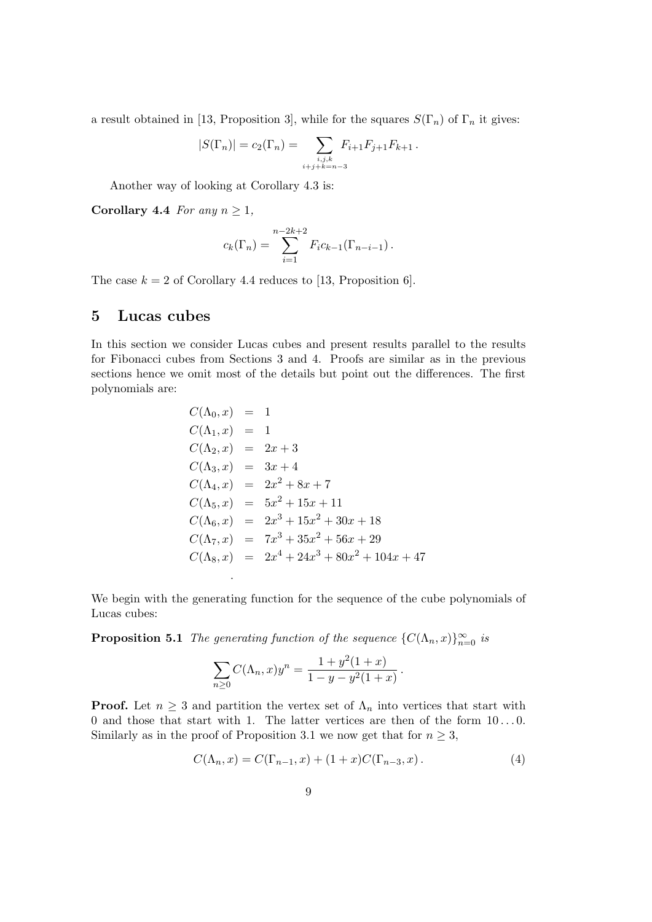a result obtained in [13, Proposition 3], while for the squares $S(\Gamma_n)$ of $\Gamma_n$ it gives:

$$|S(\Gamma_n)| = c_2(\Gamma_n) = \sum_{\substack{i,j,k \\ i+j+k=n-3}} F_{i+1}F_{j+1}F_{k+1}\,.$$

Another way of looking at Corollary 4.3 is:

**Corollary 4.4** *For any $n \geq 1$,*

$$c_k(\Gamma_n) = \sum_{i=1}^{n-2k+2} F_i c_{k-1}(\Gamma_{n-i-1})\,.$$

The case $k = 2$ of Corollary 4.4 reduces to [13, Proposition 6].

## 5 Lucas cubes

In this section we consider Lucas cubes and present results parallel to the results for Fibonacci cubes from Sections 3 and 4. Proofs are similar as in the previous sections hence we omit most of the details but point out the differences. The first polynomials are:

$$\begin{aligned}
C(\Lambda_0, x) &= 1 \\
C(\Lambda_1, x) &= 1 \\
C(\Lambda_2, x) &= 2x + 3 \\
C(\Lambda_3, x) &= 3x + 4 \\
C(\Lambda_4, x) &= 2x^2 + 8x + 7 \\
C(\Lambda_5, x) &= 5x^2 + 15x + 11 \\
C(\Lambda_6, x) &= 2x^3 + 15x^2 + 30x + 18 \\
C(\Lambda_7, x) &= 7x^3 + 35x^2 + 56x + 29 \\
C(\Lambda_8, x) &= 2x^4 + 24x^3 + 80x^2 + 104x + 47 \\
&\;\;\vdots
\end{aligned}$$

We begin with the generating function for the sequence of the cube polynomials of Lucas cubes:

**Proposition 5.1** *The generating function of the sequence $\{C(\Lambda_n, x)\}_{n=0}^{\infty}$ is*

$$\sum_{n\geq 0} C(\Lambda_n, x)y^n = \frac{1 + y^2(1 + x)}{1 - y - y^2(1 + x)}\,.$$

**Proof.** Let $n \geq 3$ and partition the vertex set of $\Lambda_n$ into vertices that start with 0 and those that start with 1. The latter vertices are then of the form $10\ldots0$. Similarly as in the proof of Proposition 3.1 we now get that for $n \geq 3$,

$$C(\Lambda_n, x) = C(\Gamma_{n-1}, x) + (1 + x)C(\Gamma_{n-3}, x)\,. \tag{4}$$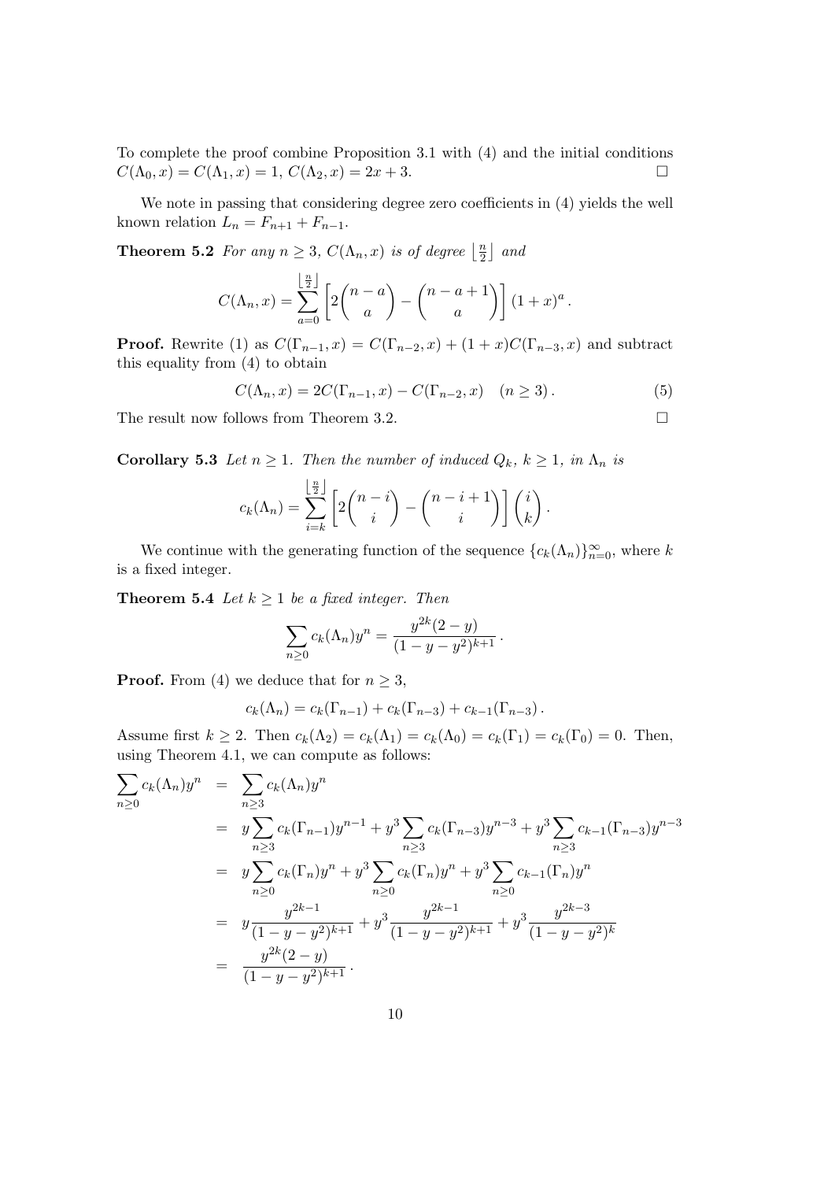To complete the proof combine Proposition 3.1 with (4) and the initial conditions $C(\Lambda_0, x) = C(\Lambda_1, x) = 1$, $C(\Lambda_2, x) = 2x + 3$. $\square$

We note in passing that considering degree zero coefficients in (4) yields the well known relation $L_n = F_{n+1} + F_{n-1}$.

**Theorem 5.2** *For any $n \geq 3$, $C(\Lambda_n, x)$ is of degree $\left\lfloor \frac{n}{2} \right\rfloor$ and*

$$C(\Lambda_n, x) = \sum_{a=0}^{\left\lfloor \frac{n}{2} \right\rfloor} \left[ 2\binom{n-a}{a} - \binom{n-a+1}{a} \right] (1+x)^a \,.$$

**Proof.** Rewrite (1) as $C(\Gamma_{n-1}, x) = C(\Gamma_{n-2}, x) + (1+x)C(\Gamma_{n-3}, x)$ and subtract this equality from (4) to obtain

$$C(\Lambda_n, x) = 2C(\Gamma_{n-1}, x) - C(\Gamma_{n-2}, x) \quad (n \geq 3)\,. \tag{5}$$

The result now follows from Theorem 3.2. $\square$

**Corollary 5.3** *Let $n \geq 1$. Then the number of induced $Q_k$, $k \geq 1$, in $\Lambda_n$ is*

$$c_k(\Lambda_n) = \sum_{i=k}^{\left\lfloor \frac{n}{2} \right\rfloor} \left[ 2\binom{n-i}{i} - \binom{n-i+1}{i} \right] \binom{i}{k}.$$

We continue with the generating function of the sequence $\{c_k(\Lambda_n)\}_{n=0}^{\infty}$, where $k$ is a fixed integer.

**Theorem 5.4** *Let $k \geq 1$ be a fixed integer. Then*

$$\sum_{n \geq 0} c_k(\Lambda_n) y^n = \frac{y^{2k}(2-y)}{(1-y-y^2)^{k+1}}\,.$$

**Proof.** From (4) we deduce that for $n \geq 3$,

$$c_k(\Lambda_n) = c_k(\Gamma_{n-1}) + c_k(\Gamma_{n-3}) + c_{k-1}(\Gamma_{n-3})\,.$$

Assume first $k \geq 2$. Then $c_k(\Lambda_2) = c_k(\Lambda_1) = c_k(\Lambda_0) = c_k(\Gamma_1) = c_k(\Gamma_0) = 0$. Then, using Theorem 4.1, we can compute as follows:

$$\begin{aligned}
\sum_{n \geq 0} c_k(\Lambda_n) y^n &= \sum_{n \geq 3} c_k(\Lambda_n) y^n \\
&= y \sum_{n \geq 3} c_k(\Gamma_{n-1}) y^{n-1} + y^3 \sum_{n \geq 3} c_k(\Gamma_{n-3}) y^{n-3} + y^3 \sum_{n \geq 3} c_{k-1}(\Gamma_{n-3}) y^{n-3} \\
&= y \sum_{n \geq 0} c_k(\Gamma_n) y^n + y^3 \sum_{n \geq 0} c_k(\Gamma_n) y^n + y^3 \sum_{n \geq 0} c_{k-1}(\Gamma_n) y^n \\
&= y \frac{y^{2k-1}}{(1-y-y^2)^{k+1}} + y^3 \frac{y^{2k-1}}{(1-y-y^2)^{k+1}} + y^3 \frac{y^{2k-3}}{(1-y-y^2)^k} \\
&= \frac{y^{2k}(2-y)}{(1-y-y^2)^{k+1}}\,.
\end{aligned}$$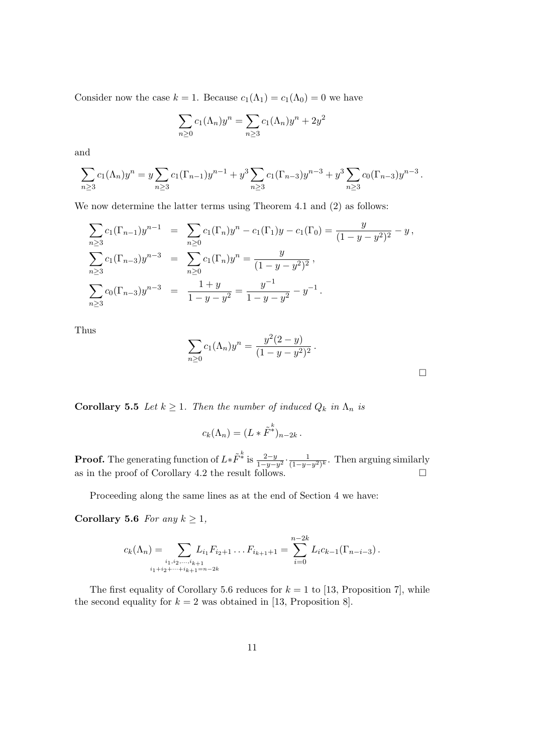Consider now the case $k = 1$. Because $c_1(\Lambda_1) = c_1(\Lambda_0) = 0$ we have

$$\sum_{n\geq 0} c_1(\Lambda_n) y^n = \sum_{n\geq 3} c_1(\Lambda_n) y^n + 2y^2$$

and

$$\sum_{n\geq 3} c_1(\Lambda_n) y^n = y\sum_{n\geq 3} c_1(\Gamma_{n-1}) y^{n-1} + y^3 \sum_{n\geq 3} c_1(\Gamma_{n-3}) y^{n-3} + y^3 \sum_{n\geq 3} c_0(\Gamma_{n-3}) y^{n-3}\,.$$

We now determine the latter terms using Theorem 4.1 and (2) as follows:

$$\begin{aligned}
\sum_{n\geq 3} c_1(\Gamma_{n-1}) y^{n-1} &= \sum_{n\geq 0} c_1(\Gamma_n) y^n - c_1(\Gamma_1) y - c_1(\Gamma_0) = \frac{y}{(1-y-y^2)^2} - y\,,\\
\sum_{n\geq 3} c_1(\Gamma_{n-3}) y^{n-3} &= \sum_{n\geq 0} c_1(\Gamma_n) y^n = \frac{y}{(1-y-y^2)^2}\,,\\
\sum_{n\geq 3} c_0(\Gamma_{n-3}) y^{n-3} &= \frac{1+y}{1-y-y^2} = \frac{y^{-1}}{1-y-y^2} - y^{-1}\,.
\end{aligned}$$

Thus

$$\sum_{n\geq 0} c_1(\Lambda_n) y^n = \frac{y^2(2-y)}{(1-y-y^2)^2}\,.$$

□

**Corollary 5.5** *Let $k \geq 1$. Then the number of induced $Q_k$ in $\Lambda_n$ is*

$$c_k(\Lambda_n) = (L * \tilde{F}^{*^k})_{n-2k}\,.$$

**Proof.** The generating function of $L*\tilde{F}^{*^k}$ is $\frac{2-y}{1-y-y^2}\cdot\frac{1}{(1-y-y^2)^k}$. Then arguing similarly as in the proof of Corollary 4.2 the result follows. □

Proceeding along the same lines as at the end of Section 4 we have:

**Corollary 5.6** *For any $k \geq 1$,*

$$c_k(\Lambda_n) = \sum_{\substack{i_1,i_2,\ldots,i_{k+1}\\ i_1+i_2+\cdots+i_{k+1}=n-2k}} L_{i_1} F_{i_2+1}\ldots F_{i_{k+1}+1} = \sum_{i=0}^{n-2k} L_i c_{k-1}(\Gamma_{n-i-3})\,.$$

The first equality of Corollary 5.6 reduces for $k = 1$ to [13, Proposition 7], while the second equality for $k = 2$ was obtained in [13, Proposition 8].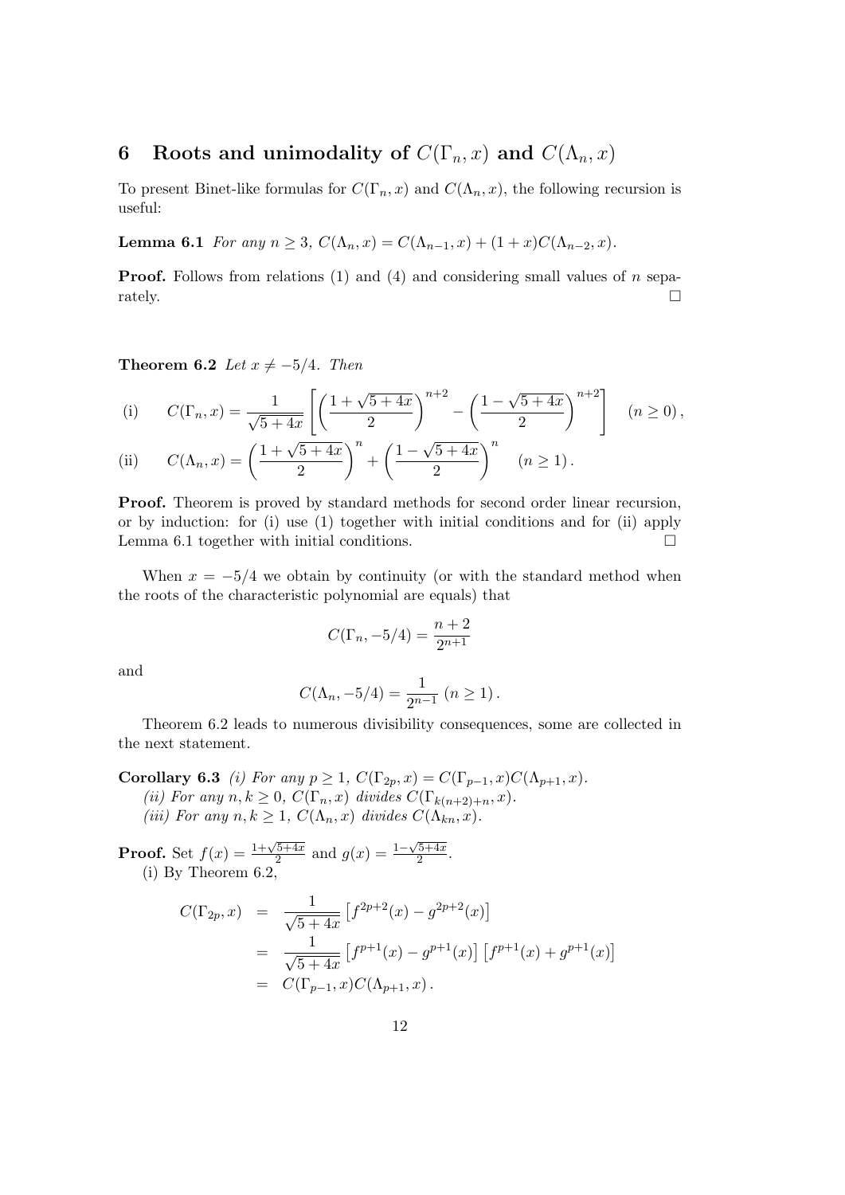## 6 Roots and unimodality of $C(\Gamma_n, x)$ and $C(\Lambda_n, x)$

To present Binet-like formulas for $C(\Gamma_n, x)$ and $C(\Lambda_n, x)$, the following recursion is useful:

**Lemma 6.1** *For any $n \geq 3$, $C(\Lambda_n, x) = C(\Lambda_{n-1}, x) + (1 + x)C(\Lambda_{n-2}, x)$.*

**Proof.** Follows from relations (1) and (4) and considering small values of $n$ separately. $\square$

**Theorem 6.2** *Let $x \neq -5/4$. Then*

$$\text{(i)} \qquad C(\Gamma_n, x) = \frac{1}{\sqrt{5+4x}}\left[\left(\frac{1+\sqrt{5+4x}}{2}\right)^{n+2} - \left(\frac{1-\sqrt{5+4x}}{2}\right)^{n+2}\right] \quad (n \geq 0)\,,$$

$$\text{(ii)} \qquad C(\Lambda_n, x) = \left(\frac{1+\sqrt{5+4x}}{2}\right)^{n} + \left(\frac{1-\sqrt{5+4x}}{2}\right)^{n} \quad (n \geq 1)\,.$$

**Proof.** Theorem is proved by standard methods for second order linear recursion, or by induction: for (i) use (1) together with initial conditions and for (ii) apply Lemma 6.1 together with initial conditions. $\square$

When $x = -5/4$ we obtain by continuity (or with the standard method when the roots of the characteristic polynomial are equals) that

$$C(\Gamma_n, -5/4) = \frac{n+2}{2^{n+1}}$$

and

$$C(\Lambda_n, -5/4) = \frac{1}{2^{n-1}} \ (n \geq 1)\,.$$

Theorem 6.2 leads to numerous divisibility consequences, some are collected in the next statement.

**Corollary 6.3** *(i) For any $p \geq 1$, $C(\Gamma_{2p}, x) = C(\Gamma_{p-1}, x)C(\Lambda_{p+1}, x)$.*
*(ii) For any $n, k \geq 0$, $C(\Gamma_n, x)$ divides $C(\Gamma_{k(n+2)+n}, x)$.*
*(iii) For any $n, k \geq 1$, $C(\Lambda_n, x)$ divides $C(\Lambda_{kn}, x)$.*

**Proof.** Set $f(x) = \frac{1+\sqrt{5+4x}}{2}$ and $g(x) = \frac{1-\sqrt{5+4x}}{2}$.
(i) By Theorem 6.2,

$$\begin{aligned}
C(\Gamma_{2p}, x) &= \frac{1}{\sqrt{5+4x}}\left[f^{2p+2}(x) - g^{2p+2}(x)\right] \\
&= \frac{1}{\sqrt{5+4x}}\left[f^{p+1}(x) - g^{p+1}(x)\right]\left[f^{p+1}(x) + g^{p+1}(x)\right] \\
&= C(\Gamma_{p-1}, x)C(\Lambda_{p+1}, x)\,.
\end{aligned}$$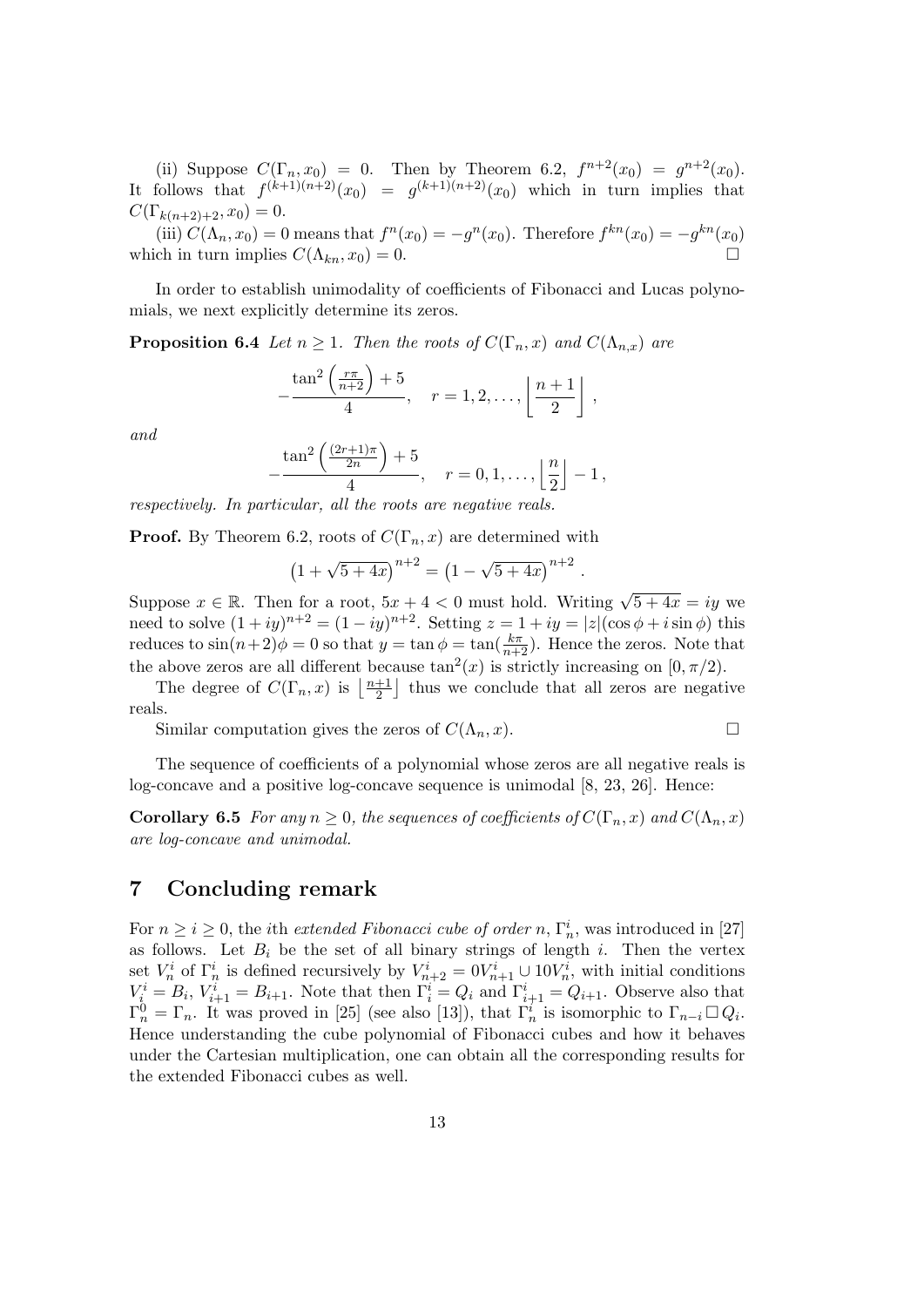(ii) Suppose $C(\Gamma_n, x_0) = 0$. Then by Theorem 6.2, $f^{n+2}(x_0) = g^{n+2}(x_0)$. It follows that $f^{(k+1)(n+2)}(x_0) = g^{(k+1)(n+2)}(x_0)$ which in turn implies that $C(\Gamma_{k(n+2)+2}, x_0) = 0$.

(iii) $C(\Lambda_n, x_0) = 0$ means that $f^n(x_0) = -g^n(x_0)$. Therefore $f^{kn}(x_0) = -g^{kn}(x_0)$ which in turn implies $C(\Lambda_{kn}, x_0) = 0$. □

In order to establish unimodality of coefficients of Fibonacci and Lucas polynomials, we next explicitly determine its zeros.

**Proposition 6.4** *Let $n \geq 1$. Then the roots of $C(\Gamma_n, x)$ and $C(\Lambda_{n,x})$ are*

$$-\frac{\tan^2\left(\frac{r\pi}{n+2}\right) + 5}{4}, \quad r = 1, 2, \ldots, \left\lfloor \frac{n+1}{2} \right\rfloor,$$

*and*

$$-\frac{\tan^2\left(\frac{(2r+1)\pi}{2n}\right) + 5}{4}, \quad r = 0, 1, \ldots, \left\lfloor \frac{n}{2} \right\rfloor - 1,$$

*respectively. In particular, all the roots are negative reals.*

**Proof.** By Theorem 6.2, roots of $C(\Gamma_n, x)$ are determined with

$$\left(1 + \sqrt{5+4x}\right)^{n+2} = \left(1 - \sqrt{5+4x}\right)^{n+2}.$$

Suppose $x \in \mathbb{R}$. Then for a root, $5x + 4 < 0$ must hold. Writing $\sqrt{5+4x} = iy$ we need to solve $(1+iy)^{n+2} = (1-iy)^{n+2}$. Setting $z = 1 + iy = |z|(\cos\phi + i\sin\phi)$ this reduces to $\sin(n+2)\phi = 0$ so that $y = \tan\phi = \tan(\frac{k\pi}{n+2})$. Hence the zeros. Note that the above zeros are all different because $\tan^2(x)$ is strictly increasing on $[0, \pi/2)$.

The degree of $C(\Gamma_n, x)$ is $\left\lfloor \frac{n+1}{2} \right\rfloor$ thus we conclude that all zeros are negative reals.

Similar computation gives the zeros of $C(\Lambda_n, x)$. □

The sequence of coefficients of a polynomial whose zeros are all negative reals is log-concave and a positive log-concave sequence is unimodal [8, 23, 26]. Hence:

**Corollary 6.5** *For any $n \geq 0$, the sequences of coefficients of $C(\Gamma_n, x)$ and $C(\Lambda_n, x)$ are log-concave and unimodal.*

## 7 Concluding remark

For $n \geq i \geq 0$, the $i$th *extended Fibonacci cube of order* $n$, $\Gamma_n^i$, was introduced in [27] as follows. Let $B_i$ be the set of all binary strings of length $i$. Then the vertex set $V_n^i$ of $\Gamma_n^i$ is defined recursively by $V_{n+2}^i = 0V_{n+1}^i \cup 10V_n^i$, with initial conditions $V_i^i = B_i$, $V_{i+1}^i = B_{i+1}$. Note that then $\Gamma_i^i = Q_i$ and $\Gamma_{i+1}^i = Q_{i+1}$. Observe also that $\Gamma_n^0 = \Gamma_n$. It was proved in [25] (see also [13]), that $\Gamma_n^i$ is isomorphic to $\Gamma_{n-i} \,\square\, Q_i$. Hence understanding the cube polynomial of Fibonacci cubes and how it behaves under the Cartesian multiplication, one can obtain all the corresponding results for the extended Fibonacci cubes as well.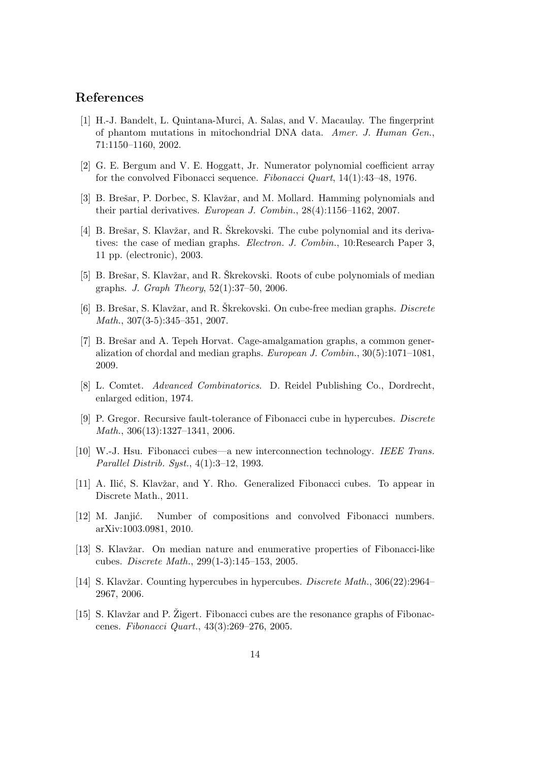## References

[1] H.-J. Bandelt, L. Quintana-Murci, A. Salas, and V. Macaulay. The fingerprint of phantom mutations in mitochondrial DNA data. *Amer. J. Human Gen.*, 71:1150–1160, 2002.

[2] G. E. Bergum and V. E. Hoggatt, Jr. Numerator polynomial coefficient array for the convolved Fibonacci sequence. *Fibonacci Quart*, 14(1):43–48, 1976.

[3] B. Brešar, P. Dorbec, S. Klavžar, and M. Mollard. Hamming polynomials and their partial derivatives. *European J. Combin.*, 28(4):1156–1162, 2007.

[4] B. Brešar, S. Klavžar, and R. Škrekovski. The cube polynomial and its derivatives: the case of median graphs. *Electron. J. Combin.*, 10:Research Paper 3, 11 pp. (electronic), 2003.

[5] B. Brešar, S. Klavžar, and R. Škrekovski. Roots of cube polynomials of median graphs. *J. Graph Theory*, 52(1):37–50, 2006.

[6] B. Brešar, S. Klavžar, and R. Škrekovski. On cube-free median graphs. *Discrete Math.*, 307(3-5):345–351, 2007.

[7] B. Brešar and A. Tepeh Horvat. Cage-amalgamation graphs, a common generalization of chordal and median graphs. *European J. Combin.*, 30(5):1071–1081, 2009.

[8] L. Comtet. *Advanced Combinatorics*. D. Reidel Publishing Co., Dordrecht, enlarged edition, 1974.

[9] P. Gregor. Recursive fault-tolerance of Fibonacci cube in hypercubes. *Discrete Math.*, 306(13):1327–1341, 2006.

[10] W.-J. Hsu. Fibonacci cubes—a new interconnection technology. *IEEE Trans. Parallel Distrib. Syst.*, 4(1):3–12, 1993.

[11] A. Ilić, S. Klavžar, and Y. Rho. Generalized Fibonacci cubes. To appear in Discrete Math., 2011.

[12] M. Janjić. Number of compositions and convolved Fibonacci numbers. arXiv:1003.0981, 2010.

[13] S. Klavžar. On median nature and enumerative properties of Fibonacci-like cubes. *Discrete Math.*, 299(1-3):145–153, 2005.

[14] S. Klavžar. Counting hypercubes in hypercubes. *Discrete Math.*, 306(22):2964–2967, 2006.

[15] S. Klavžar and P. Žigert. Fibonacci cubes are the resonance graphs of Fibonaccenes. *Fibonacci Quart.*, 43(3):269–276, 2005.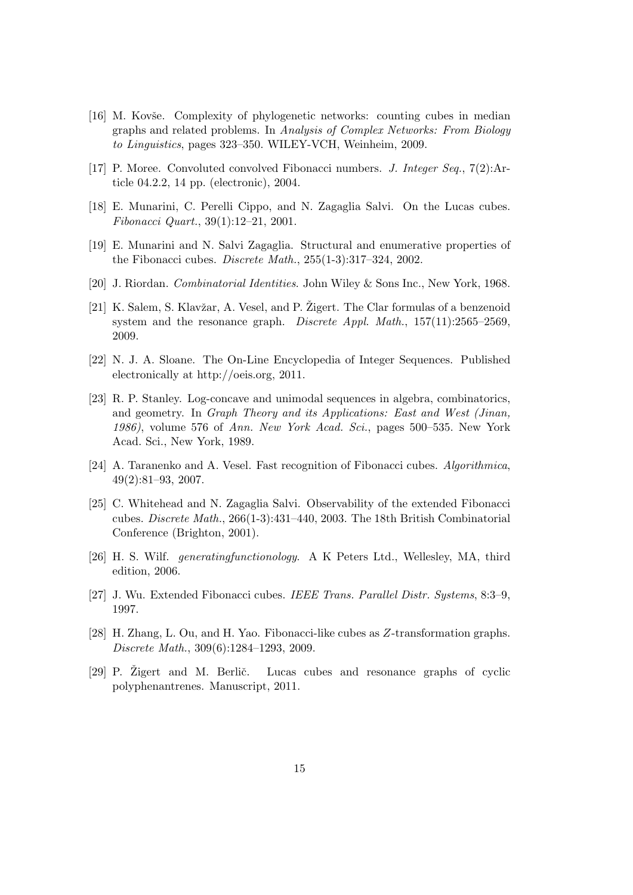[16] M. Kovše. Complexity of phylogenetic networks: counting cubes in median graphs and related problems. In *Analysis of Complex Networks: From Biology to Linguistics*, pages 323–350. WILEY-VCH, Weinheim, 2009.

[17] P. Moree. Convoluted convolved Fibonacci numbers. *J. Integer Seq.*, 7(2):Article 04.2.2, 14 pp. (electronic), 2004.

[18] E. Munarini, C. Perelli Cippo, and N. Zagaglia Salvi. On the Lucas cubes. *Fibonacci Quart.*, 39(1):12–21, 2001.

[19] E. Munarini and N. Salvi Zagaglia. Structural and enumerative properties of the Fibonacci cubes. *Discrete Math.*, 255(1-3):317–324, 2002.

[20] J. Riordan. *Combinatorial Identities*. John Wiley & Sons Inc., New York, 1968.

[21] K. Salem, S. Klavžar, A. Vesel, and P. Žigert. The Clar formulas of a benzenoid system and the resonance graph. *Discrete Appl. Math.*, 157(11):2565–2569, 2009.

[22] N. J. A. Sloane. The On-Line Encyclopedia of Integer Sequences. Published electronically at http://oeis.org, 2011.

[23] R. P. Stanley. Log-concave and unimodal sequences in algebra, combinatorics, and geometry. In *Graph Theory and its Applications: East and West (Jinan, 1986)*, volume 576 of *Ann. New York Acad. Sci.*, pages 500–535. New York Acad. Sci., New York, 1989.

[24] A. Taranenko and A. Vesel. Fast recognition of Fibonacci cubes. *Algorithmica*, 49(2):81–93, 2007.

[25] C. Whitehead and N. Zagaglia Salvi. Observability of the extended Fibonacci cubes. *Discrete Math.*, 266(1-3):431–440, 2003. The 18th British Combinatorial Conference (Brighton, 2001).

[26] H. S. Wilf. *generatingfunctionology*. A K Peters Ltd., Wellesley, MA, third edition, 2006.

[27] J. Wu. Extended Fibonacci cubes. *IEEE Trans. Parallel Distr. Systems*, 8:3–9, 1997.

[28] H. Zhang, L. Ou, and H. Yao. Fibonacci-like cubes as $Z$-transformation graphs. *Discrete Math.*, 309(6):1284–1293, 2009.

[29] P. Žigert and M. Berlič. Lucas cubes and resonance graphs of cyclic polyphenantrenes. Manuscript, 2011.